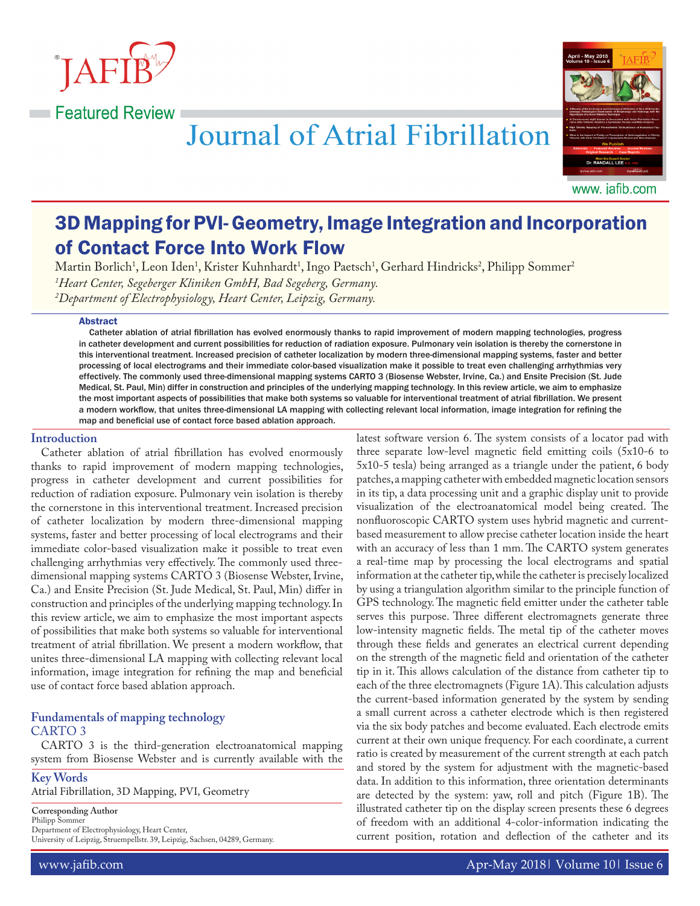Featured Review

# 3D Mapping for PVI- Geometry, Image Integration and Incorporation of Contact Force Into Work Flow

Martin Borlich[1], Leon Iden[1], Krister Kuhnhardt[1], Ingo Paetsch[1], Gerhard Hindricks[2], Philipp Sommer[2]

*[1]Heart Center, Segeberger Kliniken GmbH, Bad Segeberg, Germany.*
*[2]Department of Electrophysiology, Heart Center, Leipzig, Germany.*

## Abstract

Catheter ablation of atrial fibrillation has evolved enormously thanks to rapid improvement of modern mapping technologies, progress in catheter development and current possibilities for reduction of radiation exposure. Pulmonary vein isolation is thereby the cornerstone in this interventional treatment. Increased precision of catheter localization by modern three-dimensional mapping systems, faster and better processing of local electrograms and their immediate color-based visualization make it possible to treat even challenging arrhythmias very effectively. The commonly used three-dimensional mapping systems CARTO 3 (Biosense Webster, Irvine, Ca.) and Ensite Precision (St. Jude Medical, St. Paul, Min) differ in construction and principles of the underlying mapping technology. In this review article, we aim to emphasize the most important aspects of possibilities that make both systems so valuable for interventional treatment of atrial fibrillation. We present a modern workflow, that unites three-dimensional LA mapping with collecting relevant local information, image integration for refining the map and beneficial use of contact force based ablation approach.

## Key Words

Atrial Fibrillation, 3D Mapping, PVI, Geometry

**Corresponding Author**
Philipp Sommer
Department of Electrophysiology, Heart Center,
University of Leipzig, Struempellstr. 39, Leipzig, Sachsen, 04289, Germany.

## Introduction

Catheter ablation of atrial fibrillation has evolved enormously thanks to rapid improvement of modern mapping technologies, progress in catheter development and current possibilities for reduction of radiation exposure. Pulmonary vein isolation is thereby the cornerstone in this interventional treatment. Increased precision of catheter localization by modern three-dimensional mapping systems, faster and better processing of local electrograms and their immediate color-based visualization make it possible to treat even challenging arrhythmias very effectively. The commonly used three-dimensional mapping systems CARTO 3 (Biosense Webster, Irvine, Ca.) and Ensite Precision (St. Jude Medical, St. Paul, Min) differ in construction and principles of the underlying mapping technology. In this review article, we aim to emphasize the most important aspects of possibilities that make both systems so valuable for interventional treatment of atrial fibrillation. We present a modern workflow, that unites three-dimensional LA mapping with collecting relevant local information, image integration for refining the map and beneficial use of contact force based ablation approach.

## Fundamentals of mapping technology

### CARTO 3

CARTO 3 is the third-generation electroanatomical mapping system from Biosense Webster and is currently available with the latest software version 6. The system consists of a locator pad with three separate low-level magnetic field emitting coils ($5x10^{-6}$ to $5x10^{-5}$ tesla) being arranged as a triangle under the patient, 6 body patches, a mapping catheter with embedded magnetic location sensors in its tip, a data processing unit and a graphic display unit to provide visualization of the electroanatomical model being created. The nonfluoroscopic CARTO system uses hybrid magnetic and current-based measurement to allow precise catheter location inside the heart with an accuracy of less than 1 mm. The CARTO system generates a real-time map by processing the local electrograms and spatial information at the catheter tip, while the catheter is precisely localized by using a triangulation algorithm similar to the principle function of GPS technology. The magnetic field emitter under the catheter table serves this purpose. Three different electromagnets generate three low-intensity magnetic fields. The metal tip of the catheter moves through these fields and generates an electrical current depending on the strength of the magnetic field and orientation of the catheter tip in it. This allows calculation of the distance from catheter tip to each of the three electromagnets (Figure 1A). This calculation adjusts the current-based information generated by the system by sending a small current across a catheter electrode which is then registered via the six body patches and become evaluated. Each electrode emits current at their own unique frequency. For each coordinate, a current ratio is created by measurement of the current strength at each patch and stored by the system for adjustment with the magnetic-based data. In addition to this information, three orientation determinants are detected by the system: yaw, roll and pitch (Figure 1B). The illustrated catheter tip on the display screen presents these 6 degrees of freedom with an additional 4-color-information indicating the current position, rotation and deflection of the catheter and its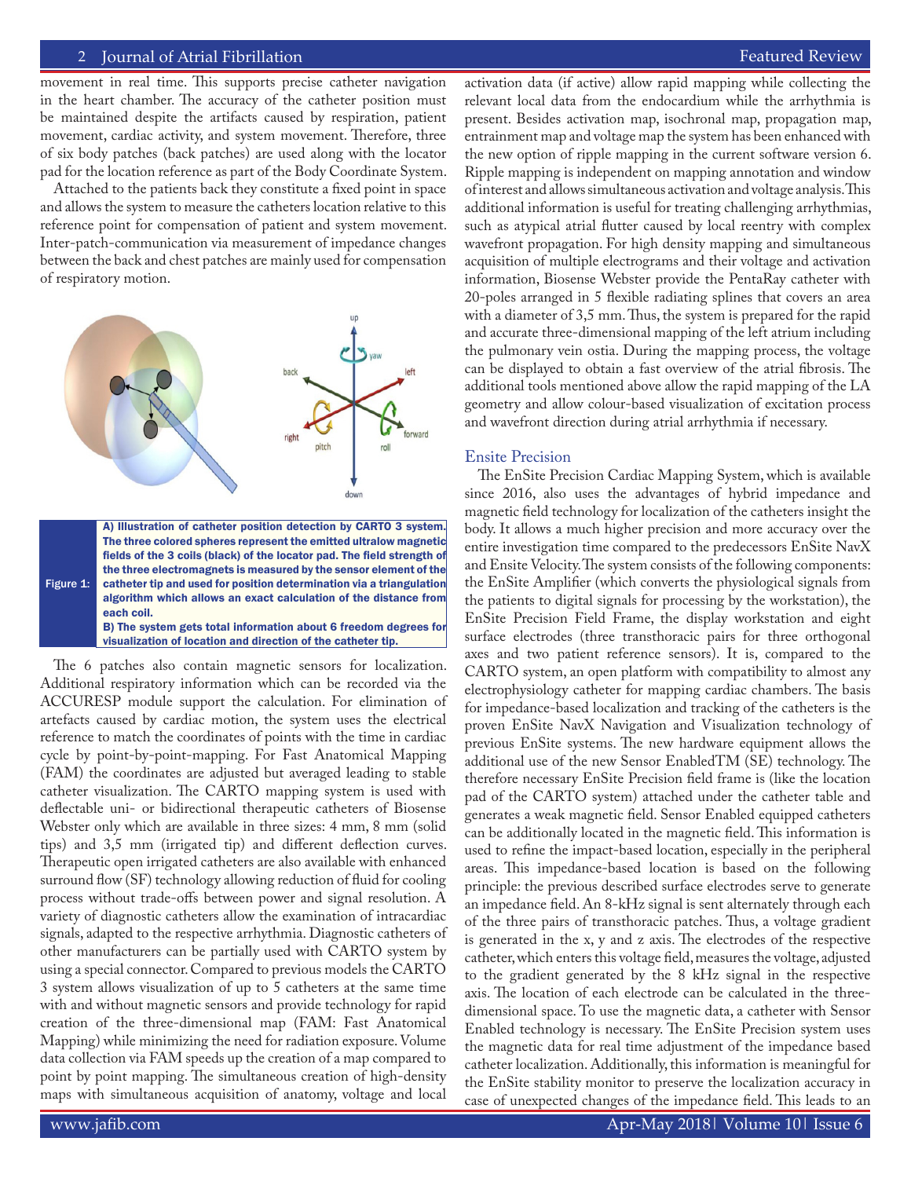movement in real time. This supports precise catheter navigation in the heart chamber. The accuracy of the catheter position must be maintained despite the artifacts caused by respiration, patient movement, cardiac activity, and system movement. Therefore, three of six body patches (back patches) are used along with the locator pad for the location reference as part of the Body Coordinate System.

Attached to the patients back they constitute a fixed point in space and allows the system to measure the catheters location relative to this reference point for compensation of patient and system movement. Inter-patch-communication via measurement of impedance changes between the back and chest patches are mainly used for compensation of respiratory motion.

up
yaw
back
left
right
forward
pitch
roll
down

Figure 1: A) Illustration of catheter position detection by CARTO 3 system. The three colored spheres represent the emitted ultralow magnetic fields of the 3 coils (black) of the locator pad. The field strength of the three electromagnets is measured by the sensor element of the catheter tip and used for position determination via a triangulation algorithm which allows an exact calculation of the distance from each coil.
B) The system gets total information about 6 freedom degrees for visualization of location and direction of the catheter tip.

The 6 patches also contain magnetic sensors for localization. Additional respiratory information which can be recorded via the ACCURESP module support the calculation. For elimination of artefacts caused by cardiac motion, the system uses the electrical reference to match the coordinates of points with the time in cardiac cycle by point-by-point-mapping. For Fast Anatomical Mapping (FAM) the coordinates are adjusted but averaged leading to stable catheter visualization. The CARTO mapping system is used with deflectable uni- or bidirectional therapeutic catheters of Biosense Webster only which are available in three sizes: 4 mm, 8 mm (solid tips) and 3,5 mm (irrigated tip) and different deflection curves. Therapeutic open irrigated catheters are also available with enhanced surround flow (SF) technology allowing reduction of fluid for cooling process without trade-offs between power and signal resolution. A variety of diagnostic catheters allow the examination of intracardiac signals, adapted to the respective arrhythmia. Diagnostic catheters of other manufacturers can be partially used with CARTO system by using a special connector. Compared to previous models the CARTO 3 system allows visualization of up to 5 catheters at the same time with and without magnetic sensors and provide technology for rapid creation of the three-dimensional map (FAM: Fast Anatomical Mapping) while minimizing the need for radiation exposure. Volume data collection via FAM speeds up the creation of a map compared to point by point mapping. The simultaneous creation of high-density maps with simultaneous acquisition of anatomy, voltage and local activation data (if active) allow rapid mapping while collecting the relevant local data from the endocardium while the arrhythmia is present. Besides activation map, isochronal map, propagation map, entrainment map and voltage map the system has been enhanced with the new option of ripple mapping in the current software version 6. Ripple mapping is independent on mapping annotation and window of interest and allows simultaneous activation and voltage analysis. This additional information is useful for treating challenging arrhythmias, such as atypical atrial flutter caused by local reentry with complex wavefront propagation. For high density mapping and simultaneous acquisition of multiple electrograms and their voltage and activation information, Biosense Webster provide the PentaRay catheter with 20-poles arranged in 5 flexible radiating splines that covers an area with a diameter of 3,5 mm. Thus, the system is prepared for the rapid and accurate three-dimensional mapping of the left atrium including the pulmonary vein ostia. During the mapping process, the voltage can be displayed to obtain a fast overview of the atrial fibrosis. The additional tools mentioned above allow the rapid mapping of the LA geometry and allow colour-based visualization of excitation process and wavefront direction during atrial arrhythmia if necessary.

## Ensite Precision

The EnSite Precision Cardiac Mapping System, which is available since 2016, also uses the advantages of hybrid impedance and magnetic field technology for localization of the catheters insight the body. It allows a much higher precision and more accuracy over the entire investigation time compared to the predecessors EnSite NavX and Ensite Velocity. The system consists of the following components: the EnSite Amplifier (which converts the physiological signals from the patients to digital signals for processing by the workstation), the EnSite Precision Field Frame, the display workstation and eight surface electrodes (three transthoracic pairs for three orthogonal axes and two patient reference sensors). It is, compared to the CARTO system, an open platform with compatibility to almost any electrophysiology catheter for mapping cardiac chambers. The basis for impedance-based localization and tracking of the catheters is the proven EnSite NavX Navigation and Visualization technology of previous EnSite systems. The new hardware equipment allows the additional use of the new Sensor EnabledTM (SE) technology. The therefore necessary EnSite Precision field frame is (like the location pad of the CARTO system) attached under the catheter table and generates a weak magnetic field. Sensor Enabled equipped catheters can be additionally located in the magnetic field. This information is used to refine the impact-based location, especially in the peripheral areas. This impedance-based location is based on the following principle: the previous described surface electrodes serve to generate an impedance field. An 8-kHz signal is sent alternately through each of the three pairs of transthoracic patches. Thus, a voltage gradient is generated in the x, y and z axis. The electrodes of the respective catheter, which enters this voltage field, measures the voltage, adjusted to the gradient generated by the 8 kHz signal in the respective axis. The location of each electrode can be calculated in the three-dimensional space. To use the magnetic data, a catheter with Sensor Enabled technology is necessary. The EnSite Precision system uses the magnetic data for real time adjustment of the impedance based catheter localization. Additionally, this information is meaningful for the EnSite stability monitor to preserve the localization accuracy in case of unexpected changes of the impedance field. This leads to an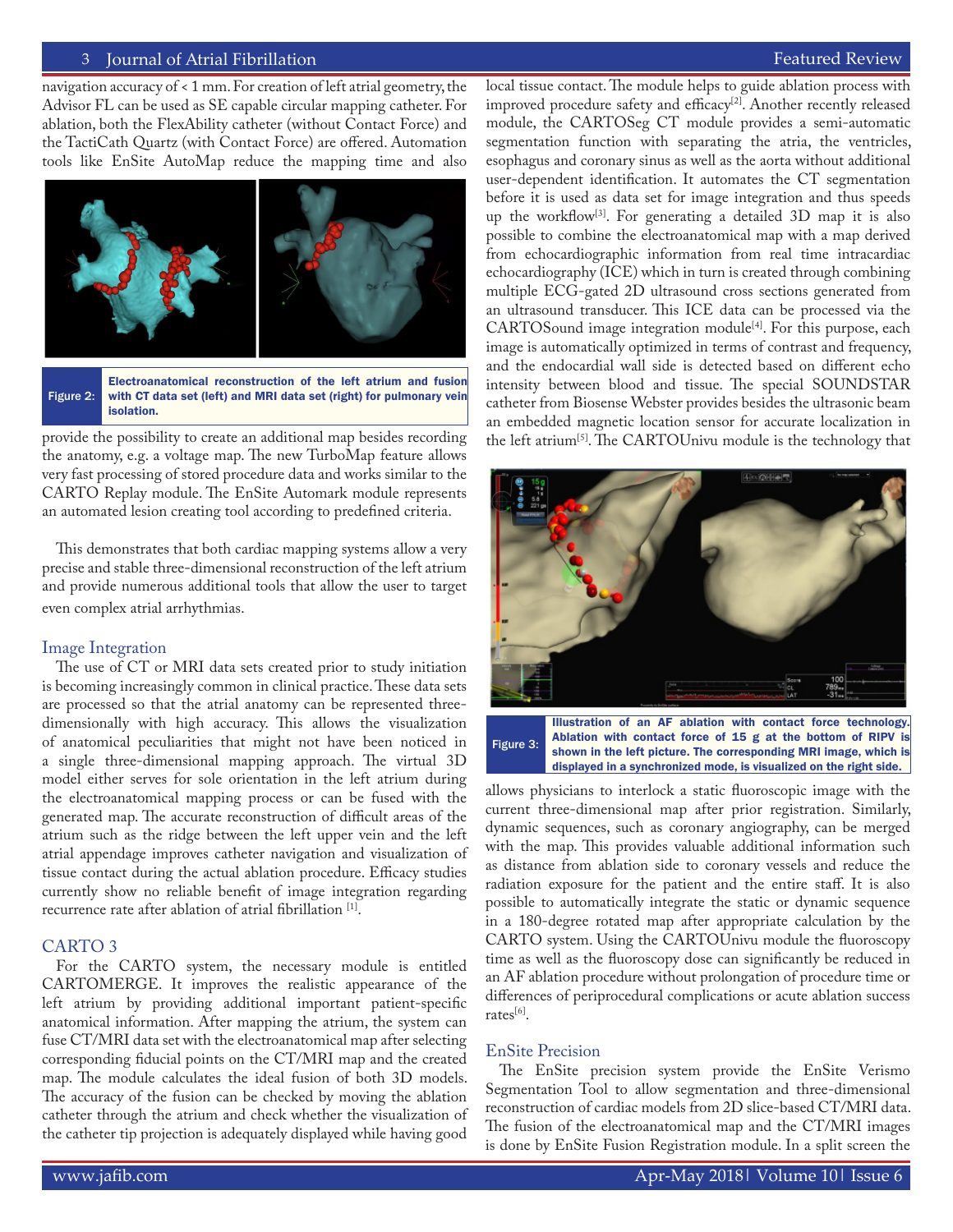navigation accuracy of < 1 mm. For creation of left atrial geometry, the Advisor FL can be used as SE capable circular mapping catheter. For ablation, both the FlexAbility catheter (without Contact Force) and the TactiCath Quartz (with Contact Force) are offered. Automation tools like EnSite AutoMap reduce the mapping time and also provide the possibility to create an additional map besides recording the anatomy, e.g. a voltage map. The new TurboMap feature allows very fast processing of stored procedure data and works similar to the CARTO Replay module. The EnSite Automark module represents an automated lesion creating tool according to predefined criteria.

Figure 2: Electroanatomical reconstruction of the left atrium and fusion with CT data set (left) and MRI data set (right) for pulmonary vein isolation.

This demonstrates that both cardiac mapping systems allow a very precise and stable three-dimensional reconstruction of the left atrium and provide numerous additional tools that allow the user to target even complex atrial arrhythmias.

## Image Integration

The use of CT or MRI data sets created prior to study initiation is becoming increasingly common in clinical practice. These data sets are processed so that the atrial anatomy can be represented three-dimensionally with high accuracy. This allows the visualization of anatomical peculiarities that might not have been noticed in a single three-dimensional mapping approach. The virtual 3D model either serves for sole orientation in the left atrium during the electroanatomical mapping process or can be fused with the generated map. The accurate reconstruction of difficult areas of the atrium such as the ridge between the left upper vein and the left atrial appendage improves catheter navigation and visualization of tissue contact during the actual ablation procedure. Efficacy studies currently show no reliable benefit of image integration regarding recurrence rate after ablation of atrial fibrillation [1].

## CARTO 3

For the CARTO system, the necessary module is entitled CARTOMERGE. It improves the realistic appearance of the left atrium by providing additional important patient-specific anatomical information. After mapping the atrium, the system can fuse CT/MRI data set with the electroanatomical map after selecting corresponding fiducial points on the CT/MRI map and the created map. The module calculates the ideal fusion of both 3D models. The accuracy of the fusion can be checked by moving the ablation catheter through the atrium and check whether the visualization of the catheter tip projection is adequately displayed while having good local tissue contact. The module helps to guide ablation process with improved procedure safety and efficacy[2]. Another recently released module, the CARTOSeg CT module provides a semi-automatic segmentation function with separating the atria, the ventricles, esophagus and coronary sinus as well as the aorta without additional user-dependent identification. It automates the CT segmentation before it is used as data set for image integration and thus speeds up the workflow[3]. For generating a detailed 3D map it is also possible to combine the electroanatomical map with a map derived from echocardiographic information from real time intracardiac echocardiography (ICE) which in turn is created through combining multiple ECG-gated 2D ultrasound cross sections generated from an ultrasound transducer. This ICE data can be processed via the CARTOSound image integration module[4]. For this purpose, each image is automatically optimized in terms of contrast and frequency, and the endocardial wall side is detected based on different echo intensity between blood and tissue. The special SOUNDSTAR catheter from Biosense Webster provides besides the ultrasonic beam an embedded magnetic location sensor for accurate localization in the left atrium[5]. The CARTOUnivu module is the technology that allows physicians to interlock a static fluoroscopic image with the current three-dimensional map after prior registration. Similarly, dynamic sequences, such as coronary angiography, can be merged with the map. This provides valuable additional information such as distance from ablation side to coronary vessels and reduce the radiation exposure for the patient and the entire staff. It is also possible to automatically integrate the static or dynamic sequence in a 180-degree rotated map after appropriate calculation by the CARTO system. Using the CARTOUnivu module the fluoroscopy time as well as the fluoroscopy dose can significantly be reduced in an AF ablation procedure without prolongation of procedure time or differences of periprocedural complications or acute ablation success rates[6].

Figure 3: Illustration of an AF ablation with contact force technology. Ablation with contact force of 15 g at the bottom of RIPV is shown in the left picture. The corresponding MRI image, which is displayed in a synchronized mode, is visualized on the right side.

## EnSite Precision

The EnSite precision system provide the EnSite Verismo Segmentation Tool to allow segmentation and three-dimensional reconstruction of cardiac models from 2D slice-based CT/MRI data. The fusion of the electroanatomical map and the CT/MRI images is done by EnSite Fusion Registration module. In a split screen the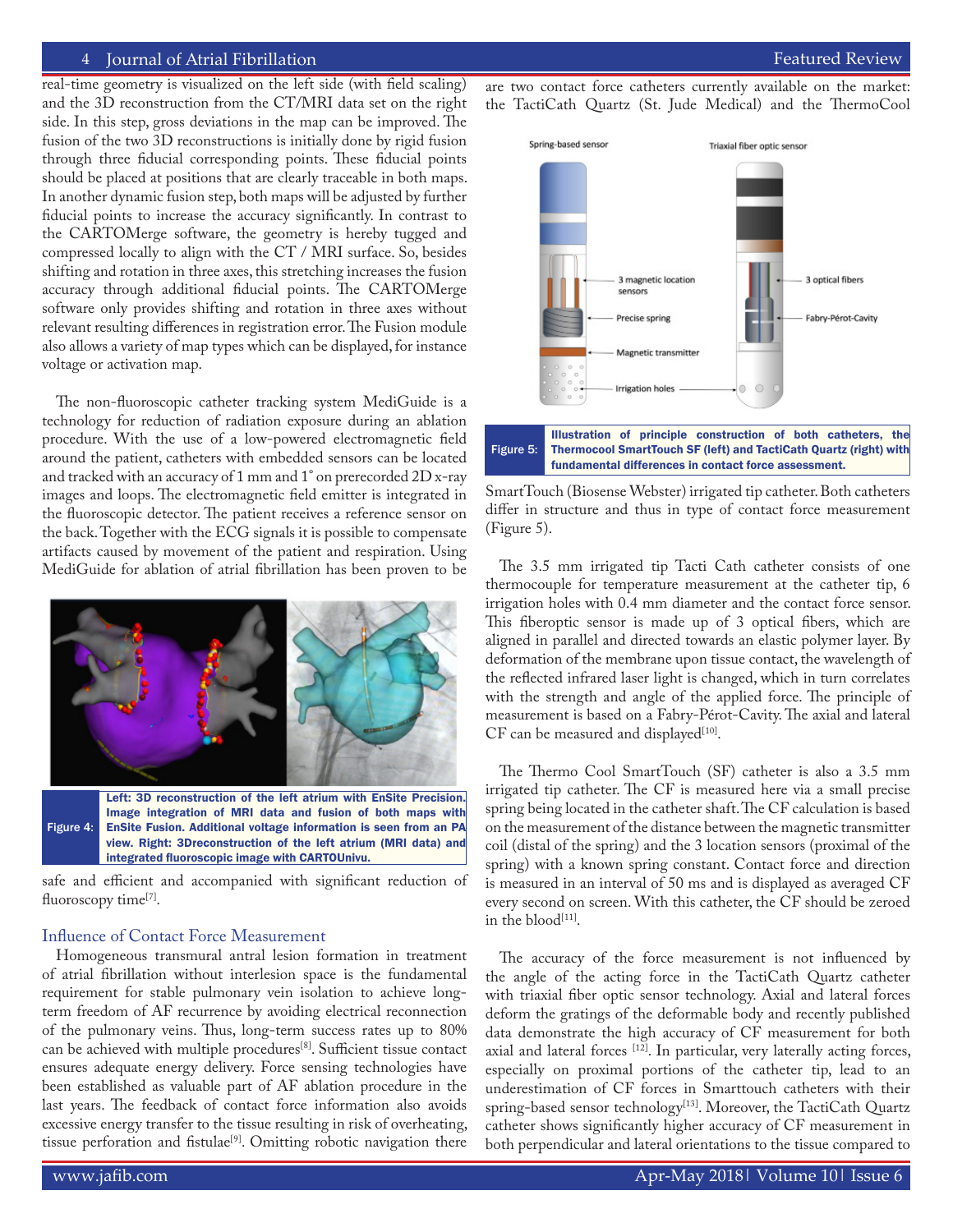real-time geometry is visualized on the left side (with field scaling) and the 3D reconstruction from the CT/MRI data set on the right side. In this step, gross deviations in the map can be improved. The fusion of the two 3D reconstructions is initially done by rigid fusion through three fiducial corresponding points. These fiducial points should be placed at positions that are clearly traceable in both maps. In another dynamic fusion step, both maps will be adjusted by further fiducial points to increase the accuracy significantly. In contrast to the CARTOMerge software, the geometry is hereby tugged and compressed locally to align with the CT / MRI surface. So, besides shifting and rotation in three axes, this stretching increases the fusion accuracy through additional fiducial points. The CARTOMerge software only provides shifting and rotation in three axes without relevant resulting differences in registration error. The Fusion module also allows a variety of map types which can be displayed, for instance voltage or activation map.

The non-fluoroscopic catheter tracking system MediGuide is a technology for reduction of radiation exposure during an ablation procedure. With the use of a low-powered electromagnetic field around the patient, catheters with embedded sensors can be located and tracked with an accuracy of 1 mm and 1° on prerecorded 2D x-ray images and loops. The electromagnetic field emitter is integrated in the fluoroscopic detector. The patient receives a reference sensor on the back. Together with the ECG signals it is possible to compensate artifacts caused by movement of the patient and respiration. Using MediGuide for ablation of atrial fibrillation has been proven to be safe and efficient and accompanied with significant reduction of fluoroscopy time[7].

**Figure 4:** Left: 3D reconstruction of the left atrium with EnSite Precision. Image integration of MRI data and fusion of both maps with EnSite Fusion. Additional voltage information is seen from an PA view. Right: 3Dreconstruction of the left atrium (MRI data) and integrated fluoroscopic image with CARTOUnivu.

## Influence of Contact Force Measurement

Homogeneous transmural antral lesion formation in treatment of atrial fibrillation without interlesion space is the fundamental requirement for stable pulmonary vein isolation to achieve long-term freedom of AF recurrence by avoiding electrical reconnection of the pulmonary veins. Thus, long-term success rates up to 80% can be achieved with multiple procedures[8]. Sufficient tissue contact ensures adequate energy delivery. Force sensing technologies have been established as valuable part of AF ablation procedure in the last years. The feedback of contact force information also avoids excessive energy transfer to the tissue resulting in risk of overheating, tissue perforation and fistulae[9]. Omitting robotic navigation there are two contact force catheters currently available on the market: the TactiCath Quartz (St. Jude Medical) and the ThermoCool SmartTouch (Biosense Webster) irrigated tip catheter. Both catheters differ in structure and thus in type of contact force measurement (Figure 5).

**Figure 5:** Illustration of principle construction of both catheters, the Thermocool SmartTouch SF (left) and TactiCath Quartz (right) with fundamental differences in contact force assessment.

The 3.5 mm irrigated tip Tacti Cath catheter consists of one thermocouple for temperature measurement at the catheter tip, 6 irrigation holes with 0.4 mm diameter and the contact force sensor. This fiberoptic sensor is made up of 3 optical fibers, which are aligned in parallel and directed towards an elastic polymer layer. By deformation of the membrane upon tissue contact, the wavelength of the reflected infrared laser light is changed, which in turn correlates with the strength and angle of the applied force. The principle of measurement is based on a Fabry-Pérot-Cavity. The axial and lateral CF can be measured and displayed[10].

The Thermo Cool SmartTouch (SF) catheter is also a 3.5 mm irrigated tip catheter. The CF is measured here via a small precise spring being located in the catheter shaft. The CF calculation is based on the measurement of the distance between the magnetic transmitter coil (distal of the spring) and the 3 location sensors (proximal of the spring) with a known spring constant. Contact force and direction is measured in an interval of 50 ms and is displayed as averaged CF every second on screen. With this catheter, the CF should be zeroed in the blood[11].

The accuracy of the force measurement is not influenced by the angle of the acting force in the TactiCath Quartz catheter with triaxial fiber optic sensor technology. Axial and lateral forces deform the gratings of the deformable body and recently published data demonstrate the high accuracy of CF measurement for both axial and lateral forces [12]. In particular, very laterally acting forces, especially on proximal portions of the catheter tip, lead to an underestimation of CF forces in Smarttouch catheters with their spring-based sensor technology[13]. Moreover, the TactiCath Quartz catheter shows significantly higher accuracy of CF measurement in both perpendicular and lateral orientations to the tissue compared to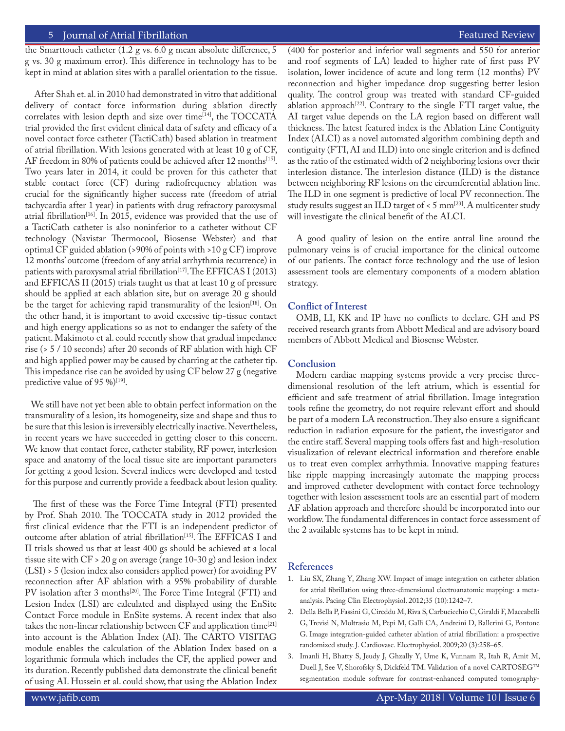the Smarttouch catheter (1.2 g vs. 6.0 g mean absolute difference, 5 g vs. 30 g maximum error). This difference in technology has to be kept in mind at ablation sites with a parallel orientation to the tissue.

After Shah et. al. in 2010 had demonstrated in vitro that additional delivery of contact force information during ablation directly correlates with lesion depth and size over time[14], the TOCCATA trial provided the first evident clinical data of safety and efficacy of a novel contact force catheter (TactiCath) based ablation in treatment of atrial fibrillation. With lesions generated with at least 10 g of CF, AF freedom in 80% of patients could be achieved after 12 months[15]. Two years later in 2014, it could be proven for this catheter that stable contact force (CF) during radiofrequency ablation was crucial for the significantly higher success rate (freedom of atrial tachycardia after 1 year) in patients with drug refractory paroxysmal atrial fibrillation[16]. In 2015, evidence was provided that the use of a TactiCath catheter is also noninferior to a catheter without CF technology (Navistar Thermocool, Biosense Webster) and that optimal CF guided ablation (>90% of points with >10 g CF) improve 12 months' outcome (freedom of any atrial arrhythmia recurrence) in patients with paroxysmal atrial fibrillation[17]. The EFFICAS I (2013) and EFFICAS II (2015) trials taught us that at least 10 g of pressure should be applied at each ablation site, but on average 20 g should be the target for achieving rapid transmurality of the lesion[18]. On the other hand, it is important to avoid excessive tip-tissue contact and high energy applications so as not to endanger the safety of the patient. Makimoto et al. could recently show that gradual impedance rise (> 5 / 10 seconds) after 20 seconds of RF ablation with high CF and high applied power may be caused by charring at the catheter tip. This impedance rise can be avoided by using CF below 27 g (negative predictive value of 95 %)[19].

We still have not yet been able to obtain perfect information on the transmurality of a lesion, its homogeneity, size and shape and thus to be sure that this lesion is irreversibly electrically inactive. Nevertheless, in recent years we have succeeded in getting closer to this concern. We know that contact force, catheter stability, RF power, interlesion space and anatomy of the local tissue site are important parameters for getting a good lesion. Several indices were developed and tested for this purpose and currently provide a feedback about lesion quality.

The first of these was the Force Time Integral (FTI) presented by Prof. Shah 2010. The TOCCATA study in 2012 provided the first clinical evidence that the FTI is an independent predictor of outcome after ablation of atrial fibrillation[15]. The EFFICAS I and II trials showed us that at least 400 gs should be achieved at a local tissue site with CF > 20 g on average (range 10-30 g) and lesion index (LSI) > 5 (lesion index also considers applied power) for avoiding PV reconnection after AF ablation with a 95% probability of durable PV isolation after 3 months[20]. The Force Time Integral (FTI) and Lesion Index (LSI) are calculated and displayed using the EnSite Contact Force module in EnSite systems. A recent index that also takes the non-linear relationship between CF and application time[21] into account is the Ablation Index (AI). The CARTO VISITAG module enables the calculation of the Ablation Index based on a logarithmic formula which includes the CF, the applied power and its duration. Recently published data demonstrate the clinical benefit of using AI. Hussein et al. could show, that using the Ablation Index (400 for posterior and inferior wall segments and 550 for anterior and roof segments of LA) leaded to higher rate of first pass PV isolation, lower incidence of acute and long term (12 months) PV reconnection and higher impedance drop suggesting better lesion quality. The control group was treated with standard CF-guided ablation approach[22]. Contrary to the single FTI target value, the AI target value depends on the LA region based on different wall thickness. The latest featured index is the Ablation Line Contiguity Index (ALCI) as a novel automated algorithm combining depth and contiguity (FTI, AI and ILD) into one single criterion and is defined as the ratio of the estimated width of 2 neighboring lesions over their interlesion distance. The interlesion distance (ILD) is the distance between neighboring RF lesions on the circumferential ablation line. The ILD in one segment is predictive of local PV reconnection. The study results suggest an ILD target of < 5 mm[23]. A multicenter study will investigate the clinical benefit of the ALCI.

A good quality of lesion on the entire antral line around the pulmonary veins is of crucial importance for the clinical outcome of our patients. The contact force technology and the use of lesion assessment tools are elementary components of a modern ablation strategy.

## Conflict of Interest

OMB, LI, KK and IP have no conflicts to declare. GH and PS received research grants from Abbott Medical and are advisory board members of Abbott Medical and Biosense Webster.

## Conclusion

Modern cardiac mapping systems provide a very precise three-dimensional resolution of the left atrium, which is essential for efficient and safe treatment of atrial fibrillation. Image integration tools refine the geometry, do not require relevant effort and should be part of a modern LA reconstruction. They also ensure a significant reduction in radiation exposure for the patient, the investigator and the entire staff. Several mapping tools offers fast and high-resolution visualization of relevant electrical information and therefore enable us to treat even complex arrhythmia. Innovative mapping features like ripple mapping increasingly automate the mapping process and improved catheter development with contact force technology together with lesion assessment tools are an essential part of modern AF ablation approach and therefore should be incorporated into our workflow. The fundamental differences in contact force assessment of the 2 available systems has to be kept in mind.

## References

1. Liu SX, Zhang Y, Zhang XW. Impact of image integration on catheter ablation for atrial fibrillation using three-dimensional electroanatomic mapping: a meta-analysis. Pacing Clin Electrophysiol. 2012;35 (10):1242–7.
2. Della Bella P, Fassini G, Cireddu M, Riva S, Carbucicchio C, Giraldi F, Maccabelli G, Trevisi N, Moltrasio M, Pepi M, Galli CA, Andreini D, Ballerini G, Pontone G. Image integration-guided catheter ablation of atrial fibrillation: a prospective randomized study. J. Cardiovasc. Electrophysiol. 2009;20 (3):258–65.
3. Imanli H, Bhatty S, Jeudy J, Ghzally Y, Ume K, Vunnam R, Itah R, Amit M, Duell J, See V, Shorofsky S, Dickfeld TM. Validation of a novel CARTOSEG™ segmentation module software for contrast-enhanced computed tomography-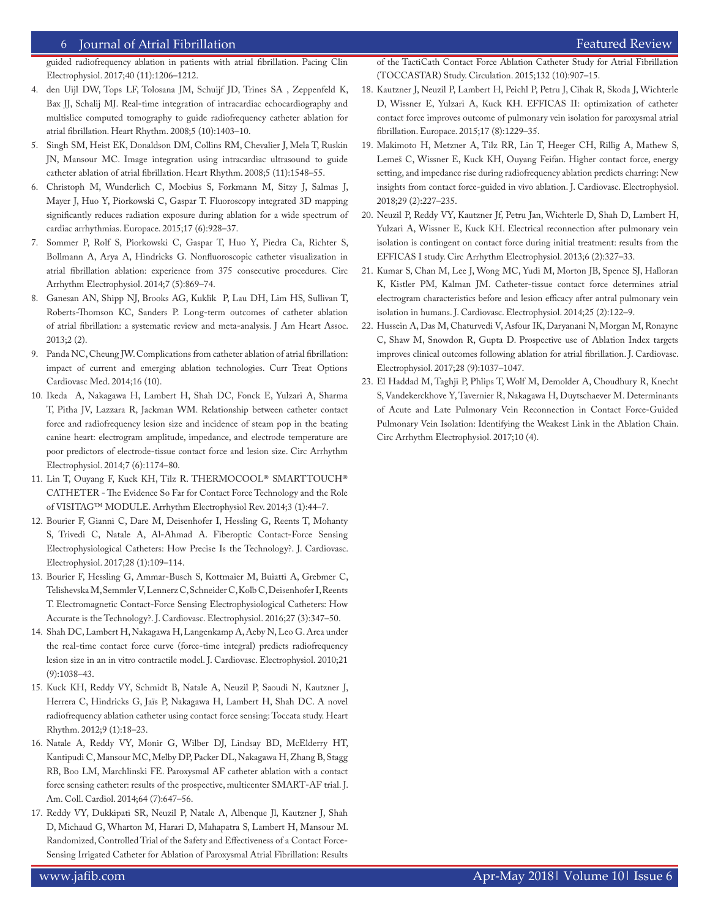guided radiofrequency ablation in patients with atrial fibrillation. Pacing Clin Electrophysiol. 2017;40 (11):1206–1212.

4. den Uijl DW, Tops LF, Tolosana JM, Schuijf JD, Trines SA , Zeppenfeld K, Bax JJ, Schalij MJ. Real-time integration of intracardiac echocardiography and multislice computed tomography to guide radiofrequency catheter ablation for atrial fibrillation. Heart Rhythm. 2008;5 (10):1403–10.
5. Singh SM, Heist EK, Donaldson DM, Collins RM, Chevalier J, Mela T, Ruskin JN, Mansour MC. Image integration using intracardiac ultrasound to guide catheter ablation of atrial fibrillation. Heart Rhythm. 2008;5 (11):1548–55.
6. Christoph M, Wunderlich C, Moebius S, Forkmann M, Sitzy J, Salmas J, Mayer J, Huo Y, Piorkowski C, Gaspar T. Fluoroscopy integrated 3D mapping significantly reduces radiation exposure during ablation for a wide spectrum of cardiac arrhythmias. Europace. 2015;17 (6):928–37.
7. Sommer P, Rolf S, Piorkowski C, Gaspar T, Huo Y, Piedra Ca, Richter S, Bollmann A, Arya A, Hindricks G. Nonfluoroscopic catheter visualization in atrial fibrillation ablation: experience from 375 consecutive procedures. Circ Arrhythm Electrophysiol. 2014;7 (5):869–74.
8. Ganesan AN, Shipp NJ, Brooks AG, Kuklik P, Lau DH, Lim HS, Sullivan T, Roberts-Thomson KC, Sanders P. Long-term outcomes of catheter ablation of atrial fibrillation: a systematic review and meta-analysis. J Am Heart Assoc. 2013;2 (2).
9. Panda NC, Cheung JW. Complications from catheter ablation of atrial fibrillation: impact of current and emerging ablation technologies. Curr Treat Options Cardiovasc Med. 2014;16 (10).
10. Ikeda A, Nakagawa H, Lambert H, Shah DC, Fonck E, Yulzari A, Sharma T, Pitha JV, Lazzara R, Jackman WM. Relationship between catheter contact force and radiofrequency lesion size and incidence of steam pop in the beating canine heart: electrogram amplitude, impedance, and electrode temperature are poor predictors of electrode-tissue contact force and lesion size. Circ Arrhythm Electrophysiol. 2014;7 (6):1174–80.
11. Lin T, Ouyang F, Kuck KH, Tilz R. THERMOCOOL® SMARTTOUCH® CATHETER - The Evidence So Far for Contact Force Technology and the Role of VISITAG™ MODULE. Arrhythm Electrophysiol Rev. 2014;3 (1):44–7.
12. Bourier F, Gianni C, Dare M, Deisenhofer I, Hessling G, Reents T, Mohanty S, Trivedi C, Natale A, Al-Ahmad A. Fiberoptic Contact-Force Sensing Electrophysiological Catheters: How Precise Is the Technology?. J. Cardiovasc. Electrophysiol. 2017;28 (1):109–114.
13. Bourier F, Hessling G, Ammar-Busch S, Kottmaier M, Buiatti A, Grebmer C, Telishevska M, Semmler V, Lennerz C, Schneider C, Kolb C, Deisenhofer I, Reents T. Electromagnetic Contact-Force Sensing Electrophysiological Catheters: How Accurate is the Technology?. J. Cardiovasc. Electrophysiol. 2016;27 (3):347–50.
14. Shah DC, Lambert H, Nakagawa H, Langenkamp A, Aeby N, Leo G. Area under the real-time contact force curve (force-time integral) predicts radiofrequency lesion size in an in vitro contractile model. J. Cardiovasc. Electrophysiol. 2010;21 (9):1038–43.
15. Kuck KH, Reddy VY, Schmidt B, Natale A, Neuzil P, Saoudi N, Kautzner J, Herrera C, Hindricks G, Jaïs P, Nakagawa H, Lambert H, Shah DC. A novel radiofrequency ablation catheter using contact force sensing: Toccata study. Heart Rhythm. 2012;9 (1):18–23.
16. Natale A, Reddy VY, Monir G, Wilber DJ, Lindsay BD, McElderry HT, Kantipudi C, Mansour MC, Melby DP, Packer DL, Nakagawa H, Zhang B, Stagg RB, Boo LM, Marchlinski FE. Paroxysmal AF catheter ablation with a contact force sensing catheter: results of the prospective, multicenter SMART-AF trial. J. Am. Coll. Cardiol. 2014;64 (7):647–56.
17. Reddy VY, Dukkipati SR, Neuzil P, Natale A, Albenque Jl, Kautzner J, Shah D, Michaud G, Wharton M, Harari D, Mahapatra S, Lambert H, Mansour M. Randomized, Controlled Trial of the Safety and Effectiveness of a Contact Force-Sensing Irrigated Catheter for Ablation of Paroxysmal Atrial Fibrillation: Results of the TactiCath Contact Force Ablation Catheter Study for Atrial Fibrillation (TOCCASTAR) Study. Circulation. 2015;132 (10):907–15.
18. Kautzner J, Neuzil P, Lambert H, Peichl P, Petru J, Cihak R, Skoda J, Wichterle D, Wissner E, Yulzari A, Kuck KH. EFFICAS II: optimization of catheter contact force improves outcome of pulmonary vein isolation for paroxysmal atrial fibrillation. Europace. 2015;17 (8):1229–35.
19. Makimoto H, Metzner A, Tilz RR, Lin T, Heeger CH, Rillig A, Mathew S, Lemeš C, Wissner E, Kuck KH, Ouyang Feifan. Higher contact force, energy setting, and impedance rise during radiofrequency ablation predicts charring: New insights from contact force-guided in vivo ablation. J. Cardiovasc. Electrophysiol. 2018;29 (2):227–235.
20. Neuzil P, Reddy VY, Kautzner Jf, Petru Jan, Wichterle D, Shah D, Lambert H, Yulzari A, Wissner E, Kuck KH. Electrical reconnection after pulmonary vein isolation is contingent on contact force during initial treatment: results from the EFFICAS I study. Circ Arrhythm Electrophysiol. 2013;6 (2):327–33.
21. Kumar S, Chan M, Lee J, Wong MC, Yudi M, Morton JB, Spence SJ, Halloran K, Kistler PM, Kalman JM. Catheter-tissue contact force determines atrial electrogram characteristics before and lesion efficacy after antral pulmonary vein isolation in humans. J. Cardiovasc. Electrophysiol. 2014;25 (2):122–9.
22. Hussein A, Das M, Chaturvedi V, Asfour IK, Daryanani N, Morgan M, Ronayne C, Shaw M, Snowdon R, Gupta D. Prospective use of Ablation Index targets improves clinical outcomes following ablation for atrial fibrillation. J. Cardiovasc. Electrophysiol. 2017;28 (9):1037–1047.
23. El Haddad M, Taghji P, Phlips T, Wolf M, Demolder A, Choudhury R, Knecht S, Vandekerckhove Y, Tavernier R, Nakagawa H, Duytschaever M. Determinants of Acute and Late Pulmonary Vein Reconnection in Contact Force-Guided Pulmonary Vein Isolation: Identifying the Weakest Link in the Ablation Chain. Circ Arrhythm Electrophysiol. 2017;10 (4).